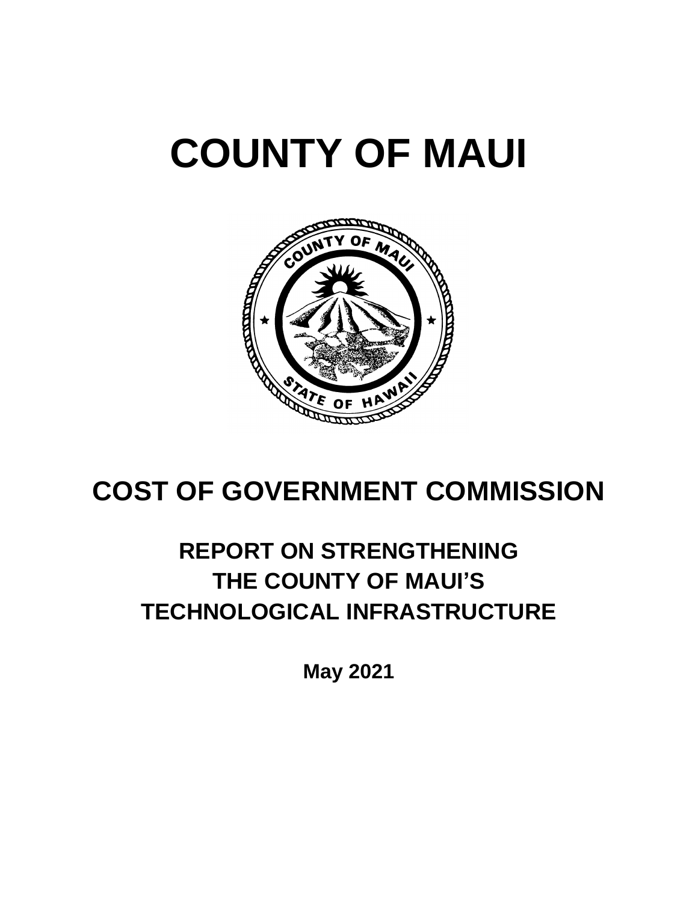# COUNTY OF MAUI

## COST OF GOVERNMENT COMMISSION

### REPORT ON STRENGTHENING THE COUNTY OF MAUI'S TECHNOLOGICAL INFRASTRUCTURE

**May 2021**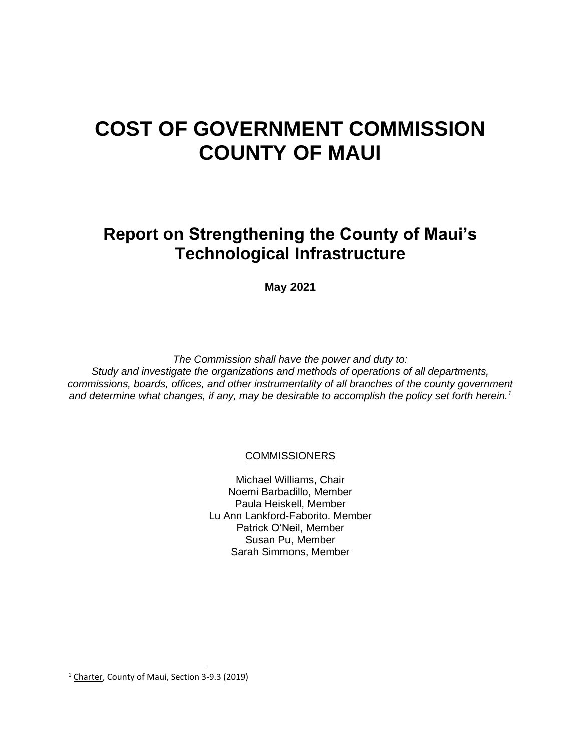# COST OF GOVERNMENT COMMISSION COUNTY OF MAUI

## Report on Strengthening the County of Maui's Technological Infrastructure

**May 2021**

*The Commission shall have the power and duty to:*
*Study and investigate the organizations and methods of operations of all departments, commissions, boards, offices, and other instrumentality of all branches of the county government and determine what changes, if any, may be desirable to accomplish the policy set forth herein.*[1]

COMMISSIONERS

Michael Williams, Chair
Noemi Barbadillo, Member
Paula Heiskell, Member
Lu Ann Lankford-Faborito. Member
Patrick O'Neil, Member
Susan Pu, Member
Sarah Simmons, Member

---

[1] Charter, County of Maui, Section 3-9.3 (2019)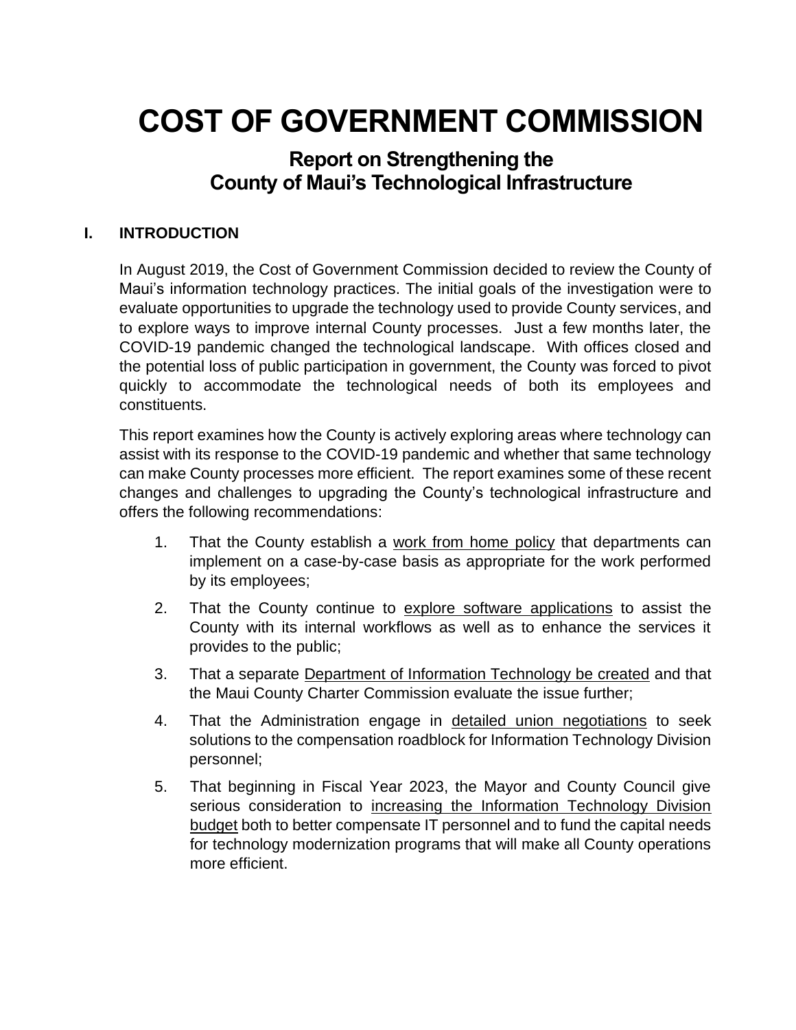# COST OF GOVERNMENT COMMISSION

## Report on Strengthening the County of Maui's Technological Infrastructure

### I. INTRODUCTION

In August 2019, the Cost of Government Commission decided to review the County of Maui's information technology practices. The initial goals of the investigation were to evaluate opportunities to upgrade the technology used to provide County services, and to explore ways to improve internal County processes. Just a few months later, the COVID-19 pandemic changed the technological landscape. With offices closed and the potential loss of public participation in government, the County was forced to pivot quickly to accommodate the technological needs of both its employees and constituents.

This report examines how the County is actively exploring areas where technology can assist with its response to the COVID-19 pandemic and whether that same technology can make County processes more efficient. The report examines some of these recent changes and challenges to upgrading the County's technological infrastructure and offers the following recommendations:

1. That the County establish a <u>work from home policy</u> that departments can implement on a case-by-case basis as appropriate for the work performed by its employees;
2. That the County continue to <u>explore software applications</u> to assist the County with its internal workflows as well as to enhance the services it provides to the public;
3. That a separate <u>Department of Information Technology be created</u> and that the Maui County Charter Commission evaluate the issue further;
4. That the Administration engage in <u>detailed union negotiations</u> to seek solutions to the compensation roadblock for Information Technology Division personnel;
5. That beginning in Fiscal Year 2023, the Mayor and County Council give serious consideration to <u>increasing the Information Technology Division budget</u> both to better compensate IT personnel and to fund the capital needs for technology modernization programs that will make all County operations more efficient.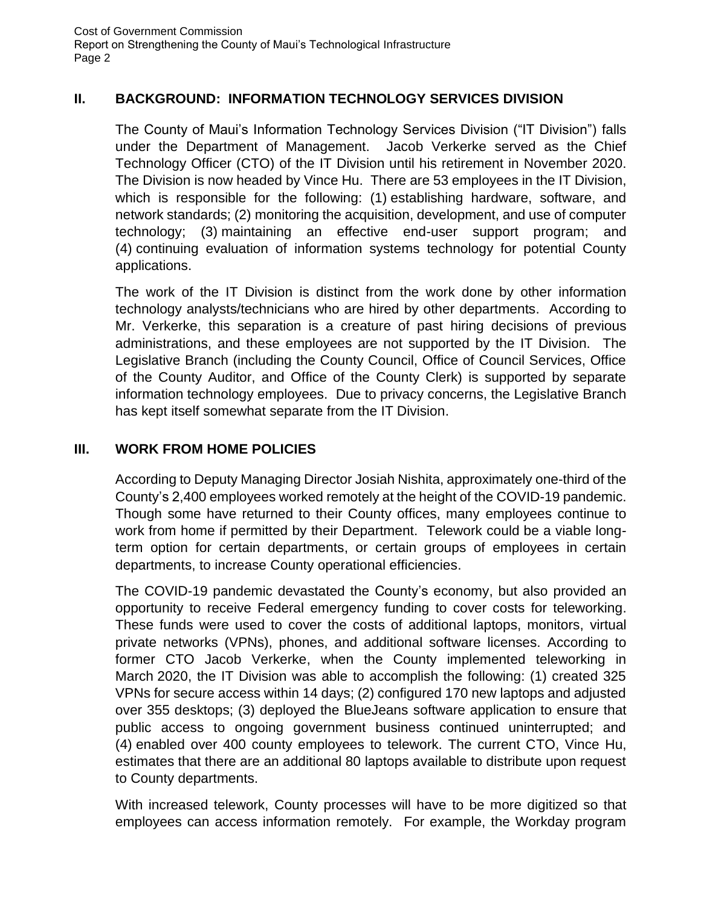## II. BACKGROUND: INFORMATION TECHNOLOGY SERVICES DIVISION

The County of Maui's Information Technology Services Division ("IT Division") falls under the Department of Management. Jacob Verkerke served as the Chief Technology Officer (CTO) of the IT Division until his retirement in November 2020. The Division is now headed by Vince Hu. There are 53 employees in the IT Division, which is responsible for the following: (1) establishing hardware, software, and network standards; (2) monitoring the acquisition, development, and use of computer technology; (3) maintaining an effective end-user support program; and (4) continuing evaluation of information systems technology for potential County applications.

The work of the IT Division is distinct from the work done by other information technology analysts/technicians who are hired by other departments. According to Mr. Verkerke, this separation is a creature of past hiring decisions of previous administrations, and these employees are not supported by the IT Division. The Legislative Branch (including the County Council, Office of Council Services, Office of the County Auditor, and Office of the County Clerk) is supported by separate information technology employees. Due to privacy concerns, the Legislative Branch has kept itself somewhat separate from the IT Division.

## III. WORK FROM HOME POLICIES

According to Deputy Managing Director Josiah Nishita, approximately one-third of the County's 2,400 employees worked remotely at the height of the COVID-19 pandemic. Though some have returned to their County offices, many employees continue to work from home if permitted by their Department. Telework could be a viable long-term option for certain departments, or certain groups of employees in certain departments, to increase County operational efficiencies.

The COVID-19 pandemic devastated the County's economy, but also provided an opportunity to receive Federal emergency funding to cover costs for teleworking. These funds were used to cover the costs of additional laptops, monitors, virtual private networks (VPNs), phones, and additional software licenses. According to former CTO Jacob Verkerke, when the County implemented teleworking in March 2020, the IT Division was able to accomplish the following: (1) created 325 VPNs for secure access within 14 days; (2) configured 170 new laptops and adjusted over 355 desktops; (3) deployed the BlueJeans software application to ensure that public access to ongoing government business continued uninterrupted; and (4) enabled over 400 county employees to telework. The current CTO, Vince Hu, estimates that there are an additional 80 laptops available to distribute upon request to County departments.

With increased telework, County processes will have to be more digitized so that employees can access information remotely. For example, the Workday program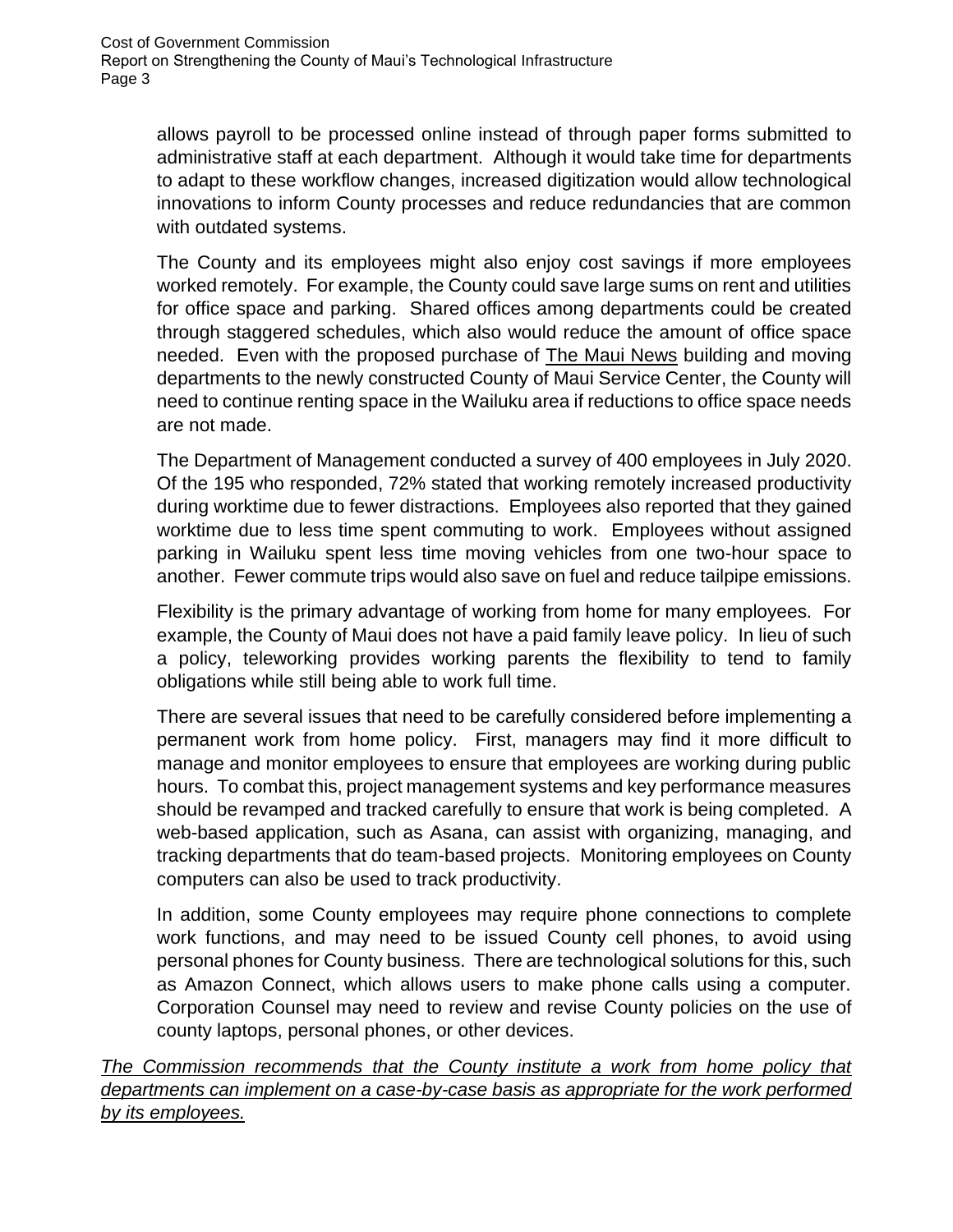allows payroll to be processed online instead of through paper forms submitted to administrative staff at each department. Although it would take time for departments to adapt to these workflow changes, increased digitization would allow technological innovations to inform County processes and reduce redundancies that are common with outdated systems.

The County and its employees might also enjoy cost savings if more employees worked remotely. For example, the County could save large sums on rent and utilities for office space and parking. Shared offices among departments could be created through staggered schedules, which also would reduce the amount of office space needed. Even with the proposed purchase of The Maui News building and moving departments to the newly constructed County of Maui Service Center, the County will need to continue renting space in the Wailuku area if reductions to office space needs are not made.

The Department of Management conducted a survey of 400 employees in July 2020. Of the 195 who responded, 72% stated that working remotely increased productivity during worktime due to fewer distractions. Employees also reported that they gained worktime due to less time spent commuting to work. Employees without assigned parking in Wailuku spent less time moving vehicles from one two-hour space to another. Fewer commute trips would also save on fuel and reduce tailpipe emissions.

Flexibility is the primary advantage of working from home for many employees. For example, the County of Maui does not have a paid family leave policy. In lieu of such a policy, teleworking provides working parents the flexibility to tend to family obligations while still being able to work full time.

There are several issues that need to be carefully considered before implementing a permanent work from home policy. First, managers may find it more difficult to manage and monitor employees to ensure that employees are working during public hours. To combat this, project management systems and key performance measures should be revamped and tracked carefully to ensure that work is being completed. A web-based application, such as Asana, can assist with organizing, managing, and tracking departments that do team-based projects. Monitoring employees on County computers can also be used to track productivity.

In addition, some County employees may require phone connections to complete work functions, and may need to be issued County cell phones, to avoid using personal phones for County business. There are technological solutions for this, such as Amazon Connect, which allows users to make phone calls using a computer. Corporation Counsel may need to review and revise County policies on the use of county laptops, personal phones, or other devices.

*The Commission recommends that the County institute a work from home policy that departments can implement on a case-by-case basis as appropriate for the work performed by its employees.*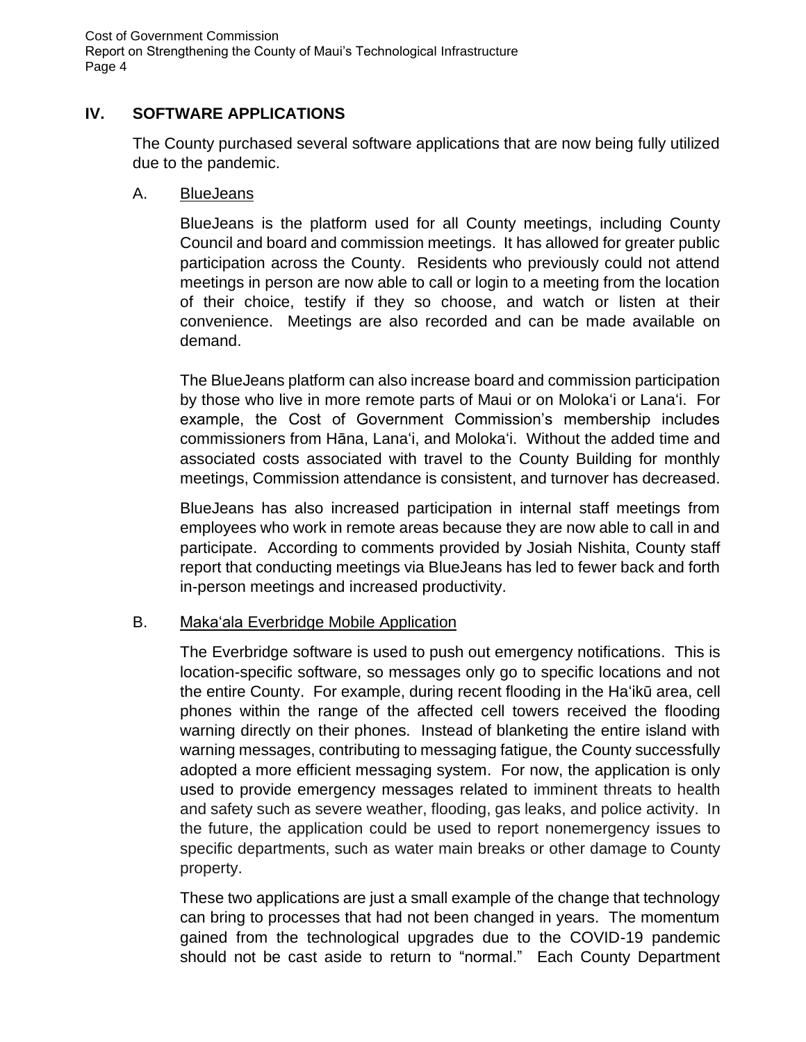## IV. SOFTWARE APPLICATIONS

The County purchased several software applications that are now being fully utilized due to the pandemic.

### A. BlueJeans

BlueJeans is the platform used for all County meetings, including County Council and board and commission meetings. It has allowed for greater public participation across the County. Residents who previously could not attend meetings in person are now able to call or login to a meeting from the location of their choice, testify if they so choose, and watch or listen at their convenience. Meetings are also recorded and can be made available on demand.

The BlueJeans platform can also increase board and commission participation by those who live in more remote parts of Maui or on Moloka'i or Lana'i. For example, the Cost of Government Commission's membership includes commissioners from Hāna, Lana'i, and Moloka'i. Without the added time and associated costs associated with travel to the County Building for monthly meetings, Commission attendance is consistent, and turnover has decreased.

BlueJeans has also increased participation in internal staff meetings from employees who work in remote areas because they are now able to call in and participate. According to comments provided by Josiah Nishita, County staff report that conducting meetings via BlueJeans has led to fewer back and forth in-person meetings and increased productivity.

### B. Maka'ala Everbridge Mobile Application

The Everbridge software is used to push out emergency notifications. This is location-specific software, so messages only go to specific locations and not the entire County. For example, during recent flooding in the Ha'ikū area, cell phones within the range of the affected cell towers received the flooding warning directly on their phones. Instead of blanketing the entire island with warning messages, contributing to messaging fatigue, the County successfully adopted a more efficient messaging system. For now, the application is only used to provide emergency messages related to imminent threats to health and safety such as severe weather, flooding, gas leaks, and police activity. In the future, the application could be used to report nonemergency issues to specific departments, such as water main breaks or other damage to County property.

These two applications are just a small example of the change that technology can bring to processes that had not been changed in years. The momentum gained from the technological upgrades due to the COVID-19 pandemic should not be cast aside to return to "normal." Each County Department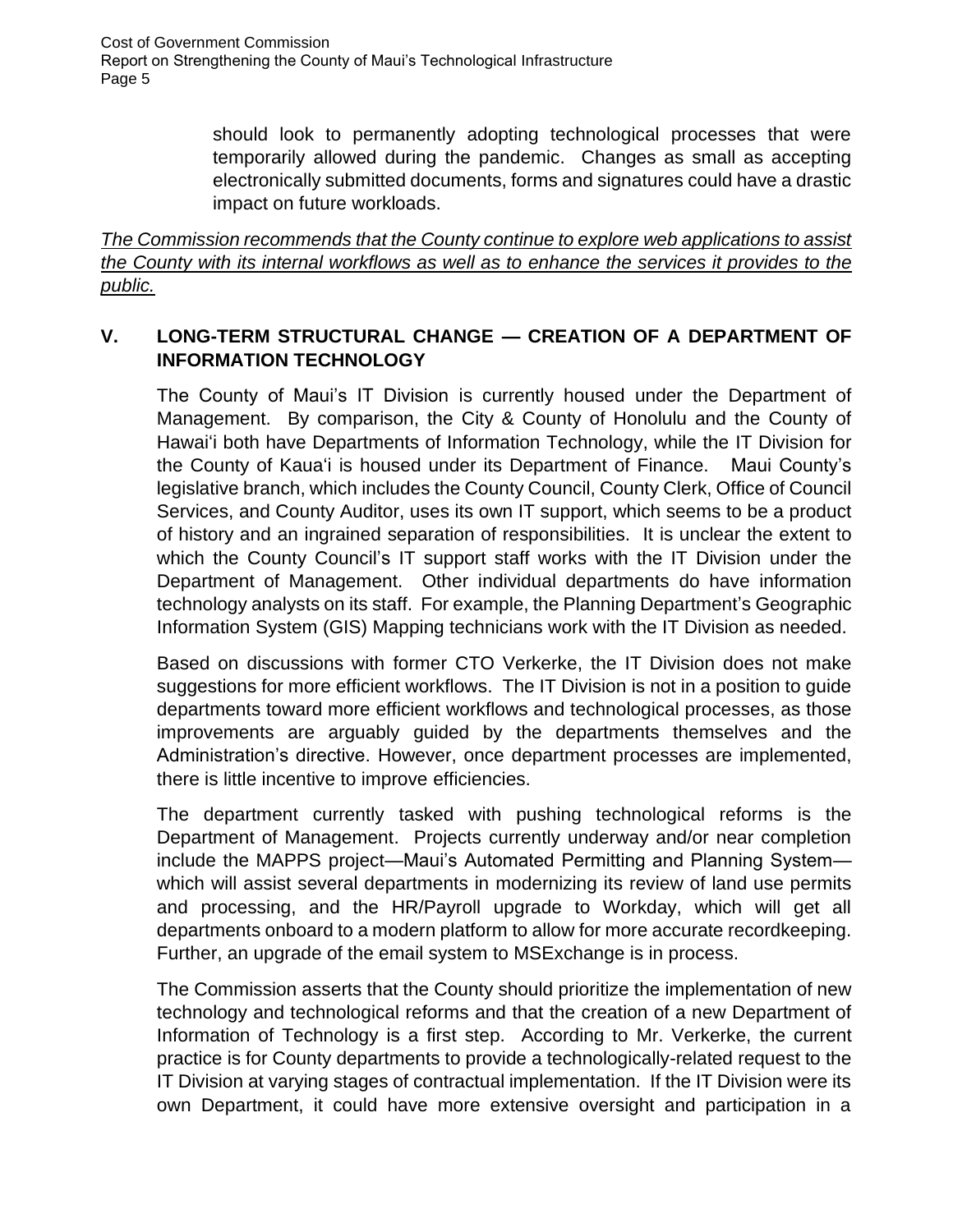should look to permanently adopting technological processes that were temporarily allowed during the pandemic. Changes as small as accepting electronically submitted documents, forms and signatures could have a drastic impact on future workloads.

*The Commission recommends that the County continue to explore web applications to assist the County with its internal workflows as well as to enhance the services it provides to the public.*

## V. LONG-TERM STRUCTURAL CHANGE — CREATION OF A DEPARTMENT OF INFORMATION TECHNOLOGY

The County of Maui's IT Division is currently housed under the Department of Management. By comparison, the City & County of Honolulu and the County of Hawaiʻi both have Departments of Information Technology, while the IT Division for the County of Kauaʻi is housed under its Department of Finance. Maui County's legislative branch, which includes the County Council, County Clerk, Office of Council Services, and County Auditor, uses its own IT support, which seems to be a product of history and an ingrained separation of responsibilities. It is unclear the extent to which the County Council's IT support staff works with the IT Division under the Department of Management. Other individual departments do have information technology analysts on its staff. For example, the Planning Department's Geographic Information System (GIS) Mapping technicians work with the IT Division as needed.

Based on discussions with former CTO Verkerke, the IT Division does not make suggestions for more efficient workflows. The IT Division is not in a position to guide departments toward more efficient workflows and technological processes, as those improvements are arguably guided by the departments themselves and the Administration's directive. However, once department processes are implemented, there is little incentive to improve efficiencies.

The department currently tasked with pushing technological reforms is the Department of Management. Projects currently underway and/or near completion include the MAPPS project—Maui's Automated Permitting and Planning System—which will assist several departments in modernizing its review of land use permits and processing, and the HR/Payroll upgrade to Workday, which will get all departments onboard to a modern platform to allow for more accurate recordkeeping. Further, an upgrade of the email system to MSExchange is in process.

The Commission asserts that the County should prioritize the implementation of new technology and technological reforms and that the creation of a new Department of Information of Technology is a first step. According to Mr. Verkerke, the current practice is for County departments to provide a technologically-related request to the IT Division at varying stages of contractual implementation. If the IT Division were its own Department, it could have more extensive oversight and participation in a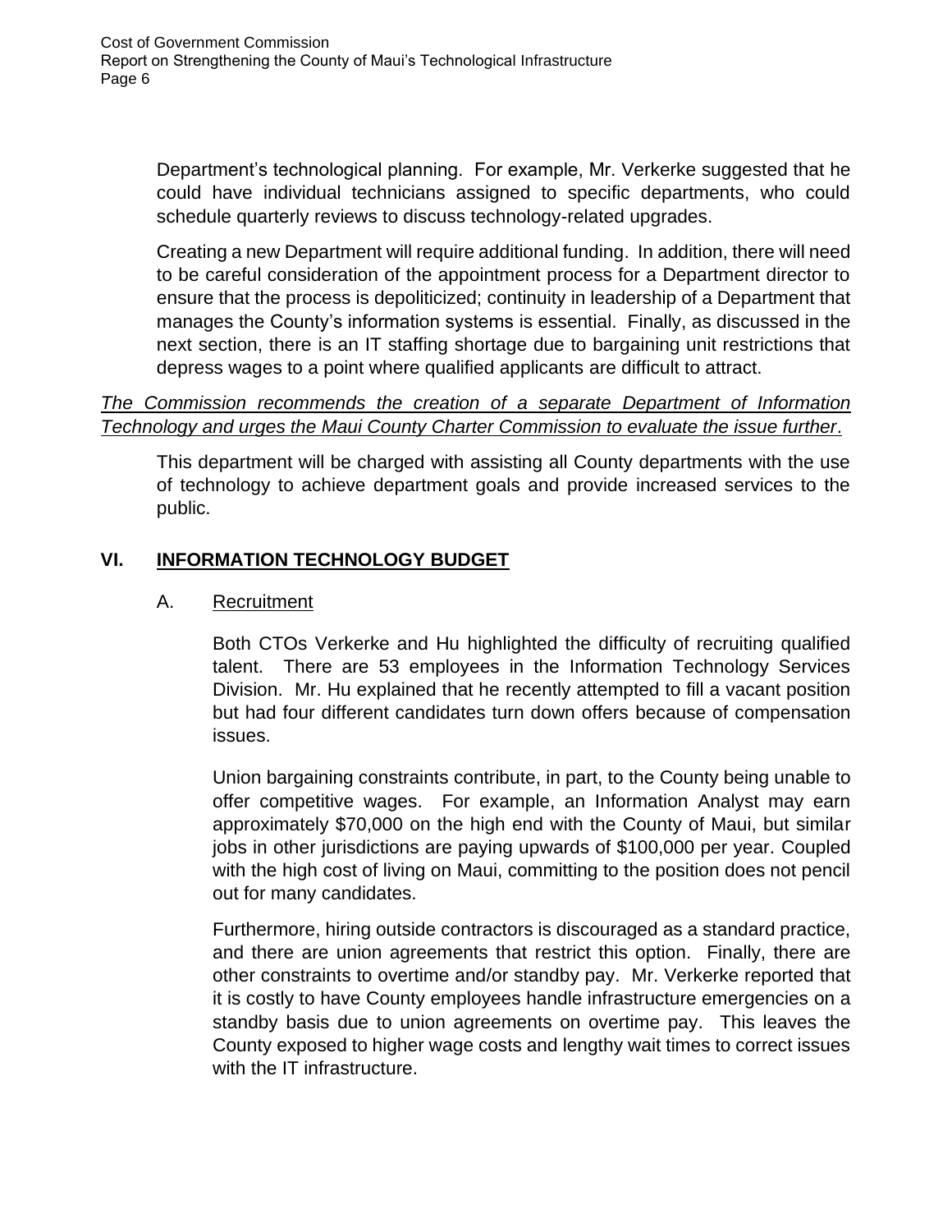Department's technological planning. For example, Mr. Verkerke suggested that he could have individual technicians assigned to specific departments, who could schedule quarterly reviews to discuss technology-related upgrades.

Creating a new Department will require additional funding. In addition, there will need to be careful consideration of the appointment process for a Department director to ensure that the process is depoliticized; continuity in leadership of a Department that manages the County's information systems is essential. Finally, as discussed in the next section, there is an IT staffing shortage due to bargaining unit restrictions that depress wages to a point where qualified applicants are difficult to attract.

*The Commission recommends the creation of a separate Department of Information Technology and urges the Maui County Charter Commission to evaluate the issue further*.

This department will be charged with assisting all County departments with the use of technology to achieve department goals and provide increased services to the public.

## VI. INFORMATION TECHNOLOGY BUDGET

### A. Recruitment

Both CTOs Verkerke and Hu highlighted the difficulty of recruiting qualified talent. There are 53 employees in the Information Technology Services Division. Mr. Hu explained that he recently attempted to fill a vacant position but had four different candidates turn down offers because of compensation issues.

Union bargaining constraints contribute, in part, to the County being unable to offer competitive wages. For example, an Information Analyst may earn approximately $70,000 on the high end with the County of Maui, but similar jobs in other jurisdictions are paying upwards of $100,000 per year. Coupled with the high cost of living on Maui, committing to the position does not pencil out for many candidates.

Furthermore, hiring outside contractors is discouraged as a standard practice, and there are union agreements that restrict this option. Finally, there are other constraints to overtime and/or standby pay. Mr. Verkerke reported that it is costly to have County employees handle infrastructure emergencies on a standby basis due to union agreements on overtime pay. This leaves the County exposed to higher wage costs and lengthy wait times to correct issues with the IT infrastructure.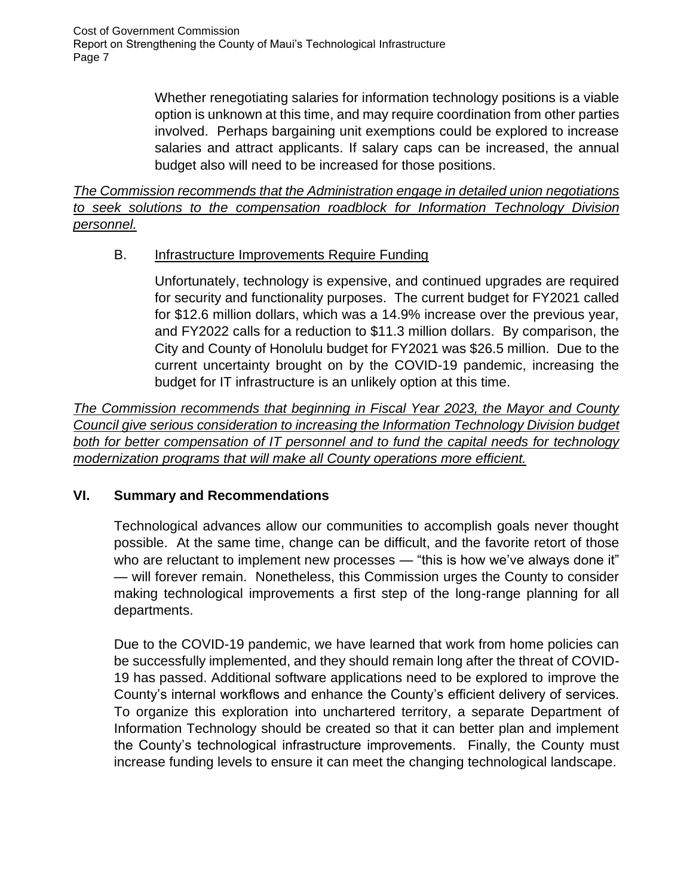Whether renegotiating salaries for information technology positions is a viable option is unknown at this time, and may require coordination from other parties involved. Perhaps bargaining unit exemptions could be explored to increase salaries and attract applicants. If salary caps can be increased, the annual budget also will need to be increased for those positions.

*<u>The Commission recommends that the Administration engage in detailed union negotiations to seek solutions to the compensation roadblock for Information Technology Division personnel.</u>*

B. <u>Infrastructure Improvements Require Funding</u>

Unfortunately, technology is expensive, and continued upgrades are required for security and functionality purposes. The current budget for FY2021 called for $12.6 million dollars, which was a 14.9% increase over the previous year, and FY2022 calls for a reduction to $11.3 million dollars. By comparison, the City and County of Honolulu budget for FY2021 was $26.5 million. Due to the current uncertainty brought on by the COVID-19 pandemic, increasing the budget for IT infrastructure is an unlikely option at this time.

*<u>The Commission recommends that beginning in Fiscal Year 2023, the Mayor and County Council give serious consideration to increasing the Information Technology Division budget both for better compensation of IT personnel and to fund the capital needs for technology modernization programs that will make all County operations more efficient.</u>*

## VI. Summary and Recommendations

Technological advances allow our communities to accomplish goals never thought possible. At the same time, change can be difficult, and the favorite retort of those who are reluctant to implement new processes — "this is how we've always done it" — will forever remain. Nonetheless, this Commission urges the County to consider making technological improvements a first step of the long-range planning for all departments.

Due to the COVID-19 pandemic, we have learned that work from home policies can be successfully implemented, and they should remain long after the threat of COVID-19 has passed. Additional software applications need to be explored to improve the County's internal workflows and enhance the County's efficient delivery of services. To organize this exploration into unchartered territory, a separate Department of Information Technology should be created so that it can better plan and implement the County's technological infrastructure improvements. Finally, the County must increase funding levels to ensure it can meet the changing technological landscape.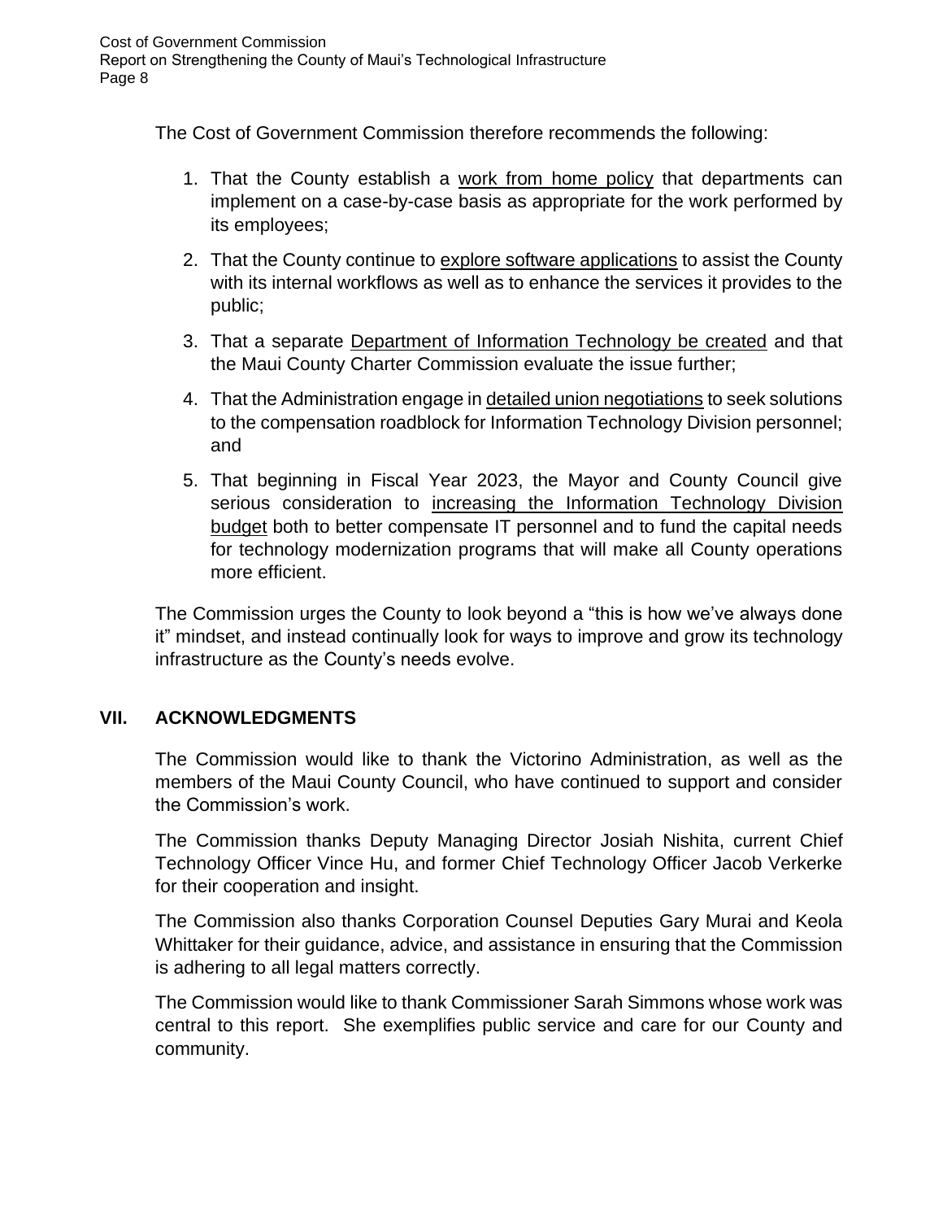The Cost of Government Commission therefore recommends the following:

1. That the County establish a <u>work from home policy</u> that departments can implement on a case-by-case basis as appropriate for the work performed by its employees;

2. That the County continue to <u>explore software applications</u> to assist the County with its internal workflows as well as to enhance the services it provides to the public;

3. That a separate <u>Department of Information Technology be created</u> and that the Maui County Charter Commission evaluate the issue further;

4. That the Administration engage in <u>detailed union negotiations</u> to seek solutions to the compensation roadblock for Information Technology Division personnel; and

5. That beginning in Fiscal Year 2023, the Mayor and County Council give serious consideration to <u>increasing the Information Technology Division budget</u> both to better compensate IT personnel and to fund the capital needs for technology modernization programs that will make all County operations more efficient.

The Commission urges the County to look beyond a "this is how we've always done it" mindset, and instead continually look for ways to improve and grow its technology infrastructure as the County's needs evolve.

## VII. ACKNOWLEDGMENTS

The Commission would like to thank the Victorino Administration, as well as the members of the Maui County Council, who have continued to support and consider the Commission's work.

The Commission thanks Deputy Managing Director Josiah Nishita, current Chief Technology Officer Vince Hu, and former Chief Technology Officer Jacob Verkerke for their cooperation and insight.

The Commission also thanks Corporation Counsel Deputies Gary Murai and Keola Whittaker for their guidance, advice, and assistance in ensuring that the Commission is adhering to all legal matters correctly.

The Commission would like to thank Commissioner Sarah Simmons whose work was central to this report. She exemplifies public service and care for our County and community.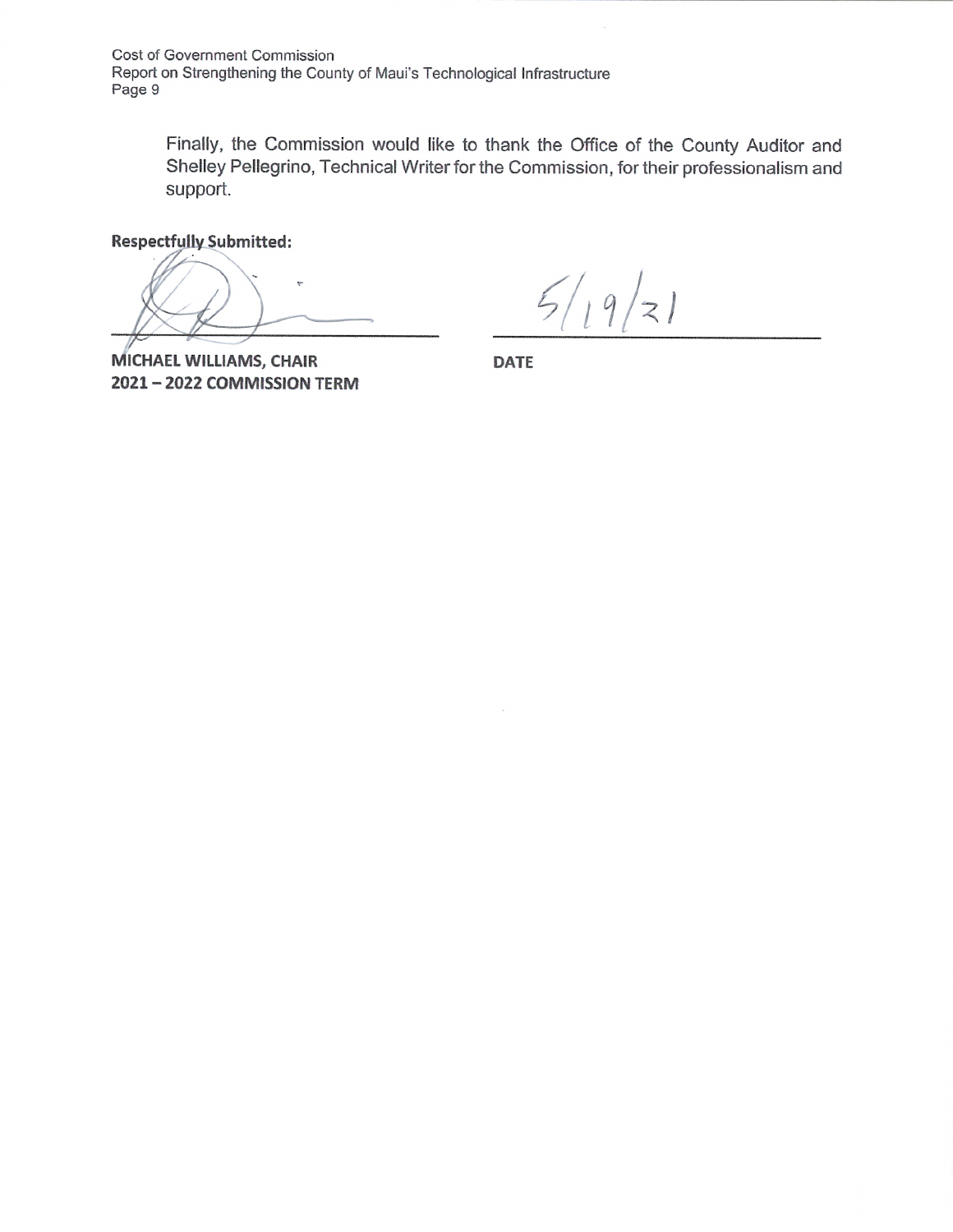Finally, the Commission would like to thank the Office of the County Auditor and Shelley Pellegrino, Technical Writer for the Commission, for their professionalism and support.

**Respectfully Submitted:**

**MICHAEL WILLIAMS, CHAIR**
**2021 – 2022 COMMISSION TERM**

5/19/21
**DATE**